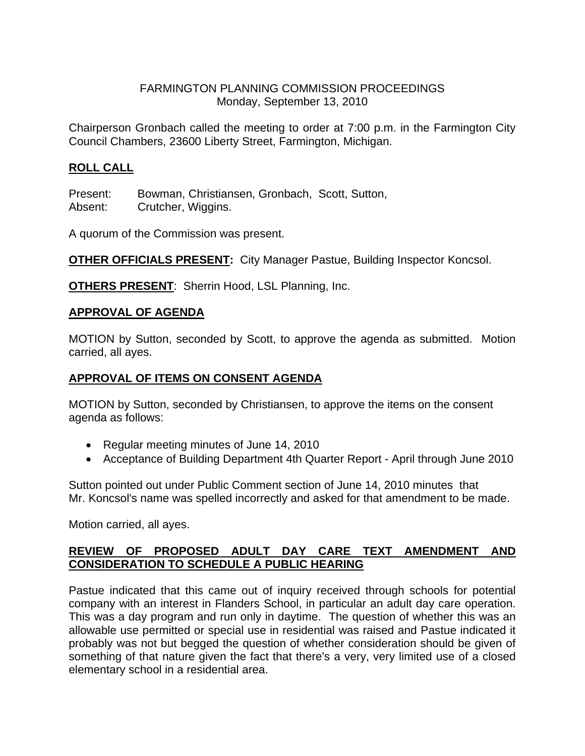FARMINGTON PLANNING COMMISSION PROCEEDINGS
Monday, September 13, 2010

Chairperson Gronbach called the meeting to order at 7:00 p.m. in the Farmington City Council Chambers, 23600 Liberty Street, Farmington, Michigan.

## ROLL CALL

Present: Bowman, Christiansen, Gronbach, Scott, Sutton,
Absent: Crutcher, Wiggins.

A quorum of the Commission was present.

**OTHER OFFICIALS PRESENT:** City Manager Pastue, Building Inspector Koncsol.

**OTHERS PRESENT**: Sherrin Hood, LSL Planning, Inc.

## APPROVAL OF AGENDA

MOTION by Sutton, seconded by Scott, to approve the agenda as submitted. Motion carried, all ayes.

## APPROVAL OF ITEMS ON CONSENT AGENDA

MOTION by Sutton, seconded by Christiansen, to approve the items on the consent agenda as follows:

- Regular meeting minutes of June 14, 2010
- Acceptance of Building Department 4th Quarter Report - April through June 2010

Sutton pointed out under Public Comment section of June 14, 2010 minutes that Mr. Koncsol's name was spelled incorrectly and asked for that amendment to be made.

Motion carried, all ayes.

## REVIEW OF PROPOSED ADULT DAY CARE TEXT AMENDMENT AND CONSIDERATION TO SCHEDULE A PUBLIC HEARING

Pastue indicated that this came out of inquiry received through schools for potential company with an interest in Flanders School, in particular an adult day care operation. This was a day program and run only in daytime. The question of whether this was an allowable use permitted or special use in residential was raised and Pastue indicated it probably was not but begged the question of whether consideration should be given of something of that nature given the fact that there's a very, very limited use of a closed elementary school in a residential area.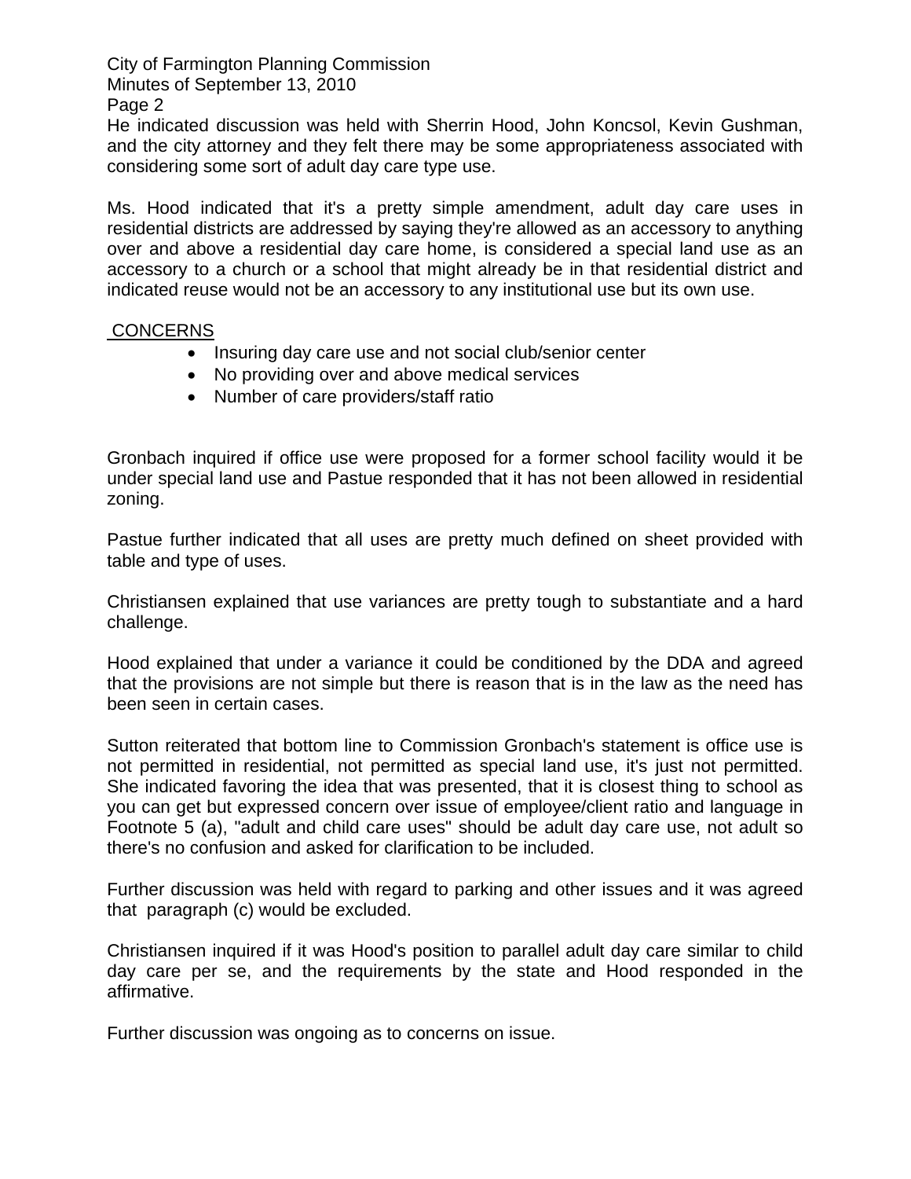He indicated discussion was held with Sherrin Hood, John Koncsol, Kevin Gushman, and the city attorney and they felt there may be some appropriateness associated with considering some sort of adult day care type use.

Ms. Hood indicated that it's a pretty simple amendment, adult day care uses in residential districts are addressed by saying they're allowed as an accessory to anything over and above a residential day care home, is considered a special land use as an accessory to a church or a school that might already be in that residential district and indicated reuse would not be an accessory to any institutional use but its own use.

CONCERNS

- Insuring day care use and not social club/senior center
- No providing over and above medical services
- Number of care providers/staff ratio

Gronbach inquired if office use were proposed for a former school facility would it be under special land use and Pastue responded that it has not been allowed in residential zoning.

Pastue further indicated that all uses are pretty much defined on sheet provided with table and type of uses.

Christiansen explained that use variances are pretty tough to substantiate and a hard challenge.

Hood explained that under a variance it could be conditioned by the DDA and agreed that the provisions are not simple but there is reason that is in the law as the need has been seen in certain cases.

Sutton reiterated that bottom line to Commission Gronbach's statement is office use is not permitted in residential, not permitted as special land use, it's just not permitted. She indicated favoring the idea that was presented, that it is closest thing to school as you can get but expressed concern over issue of employee/client ratio and language in Footnote 5 (a), "adult and child care uses" should be adult day care use, not adult so there's no confusion and asked for clarification to be included.

Further discussion was held with regard to parking and other issues and it was agreed that paragraph (c) would be excluded.

Christiansen inquired if it was Hood's position to parallel adult day care similar to child day care per se, and the requirements by the state and Hood responded in the affirmative.

Further discussion was ongoing as to concerns on issue.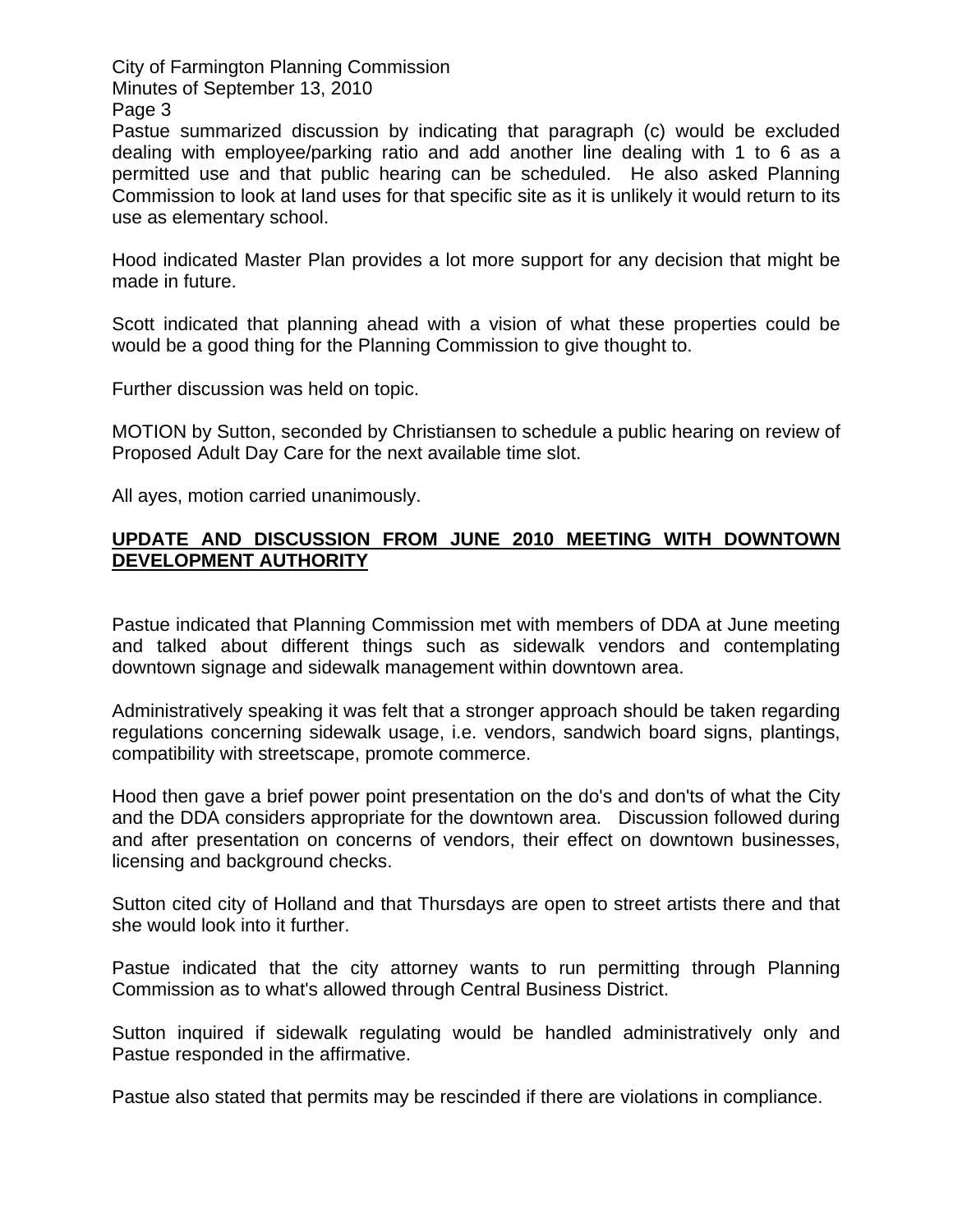Pastue summarized discussion by indicating that paragraph (c) would be excluded dealing with employee/parking ratio and add another line dealing with 1 to 6 as a permitted use and that public hearing can be scheduled. He also asked Planning Commission to look at land uses for that specific site as it is unlikely it would return to its use as elementary school.

Hood indicated Master Plan provides a lot more support for any decision that might be made in future.

Scott indicated that planning ahead with a vision of what these properties could be would be a good thing for the Planning Commission to give thought to.

Further discussion was held on topic.

MOTION by Sutton, seconded by Christiansen to schedule a public hearing on review of Proposed Adult Day Care for the next available time slot.

All ayes, motion carried unanimously.

**UPDATE AND DISCUSSION FROM JUNE 2010 MEETING WITH DOWNTOWN DEVELOPMENT AUTHORITY**

Pastue indicated that Planning Commission met with members of DDA at June meeting and talked about different things such as sidewalk vendors and contemplating downtown signage and sidewalk management within downtown area.

Administratively speaking it was felt that a stronger approach should be taken regarding regulations concerning sidewalk usage, i.e. vendors, sandwich board signs, plantings, compatibility with streetscape, promote commerce.

Hood then gave a brief power point presentation on the do's and don'ts of what the City and the DDA considers appropriate for the downtown area. Discussion followed during and after presentation on concerns of vendors, their effect on downtown businesses, licensing and background checks.

Sutton cited city of Holland and that Thursdays are open to street artists there and that she would look into it further.

Pastue indicated that the city attorney wants to run permitting through Planning Commission as to what's allowed through Central Business District.

Sutton inquired if sidewalk regulating would be handled administratively only and Pastue responded in the affirmative.

Pastue also stated that permits may be rescinded if there are violations in compliance.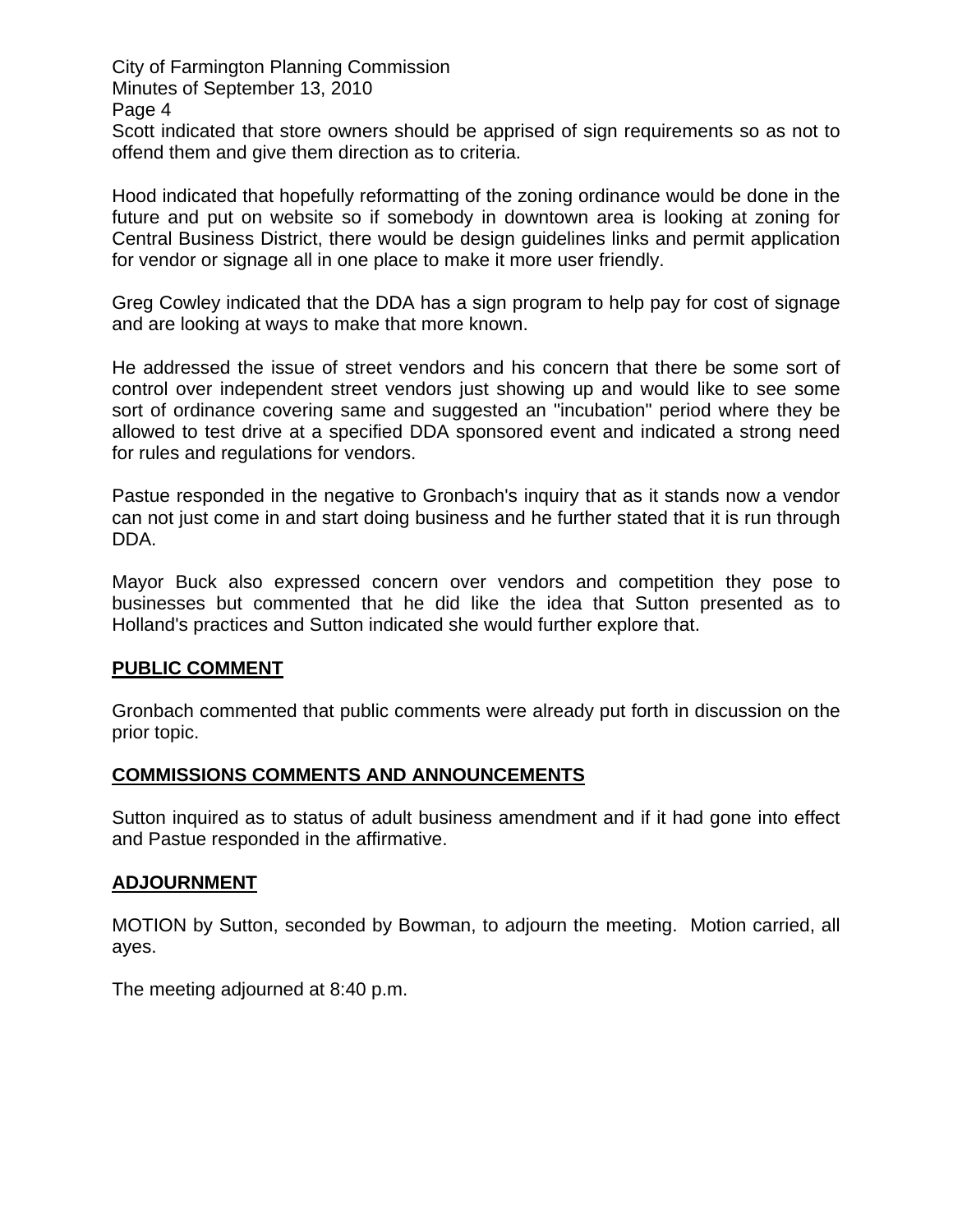Scott indicated that store owners should be apprised of sign requirements so as not to offend them and give them direction as to criteria.

Hood indicated that hopefully reformatting of the zoning ordinance would be done in the future and put on website so if somebody in downtown area is looking at zoning for Central Business District, there would be design guidelines links and permit application for vendor or signage all in one place to make it more user friendly.

Greg Cowley indicated that the DDA has a sign program to help pay for cost of signage and are looking at ways to make that more known.

He addressed the issue of street vendors and his concern that there be some sort of control over independent street vendors just showing up and would like to see some sort of ordinance covering same and suggested an "incubation" period where they be allowed to test drive at a specified DDA sponsored event and indicated a strong need for rules and regulations for vendors.

Pastue responded in the negative to Gronbach's inquiry that as it stands now a vendor can not just come in and start doing business and he further stated that it is run through DDA.

Mayor Buck also expressed concern over vendors and competition they pose to businesses but commented that he did like the idea that Sutton presented as to Holland's practices and Sutton indicated she would further explore that.

## PUBLIC COMMENT

Gronbach commented that public comments were already put forth in discussion on the prior topic.

## COMMISSIONS COMMENTS AND ANNOUNCEMENTS

Sutton inquired as to status of adult business amendment and if it had gone into effect and Pastue responded in the affirmative.

## ADJOURNMENT

MOTION by Sutton, seconded by Bowman, to adjourn the meeting. Motion carried, all ayes.

The meeting adjourned at 8:40 p.m.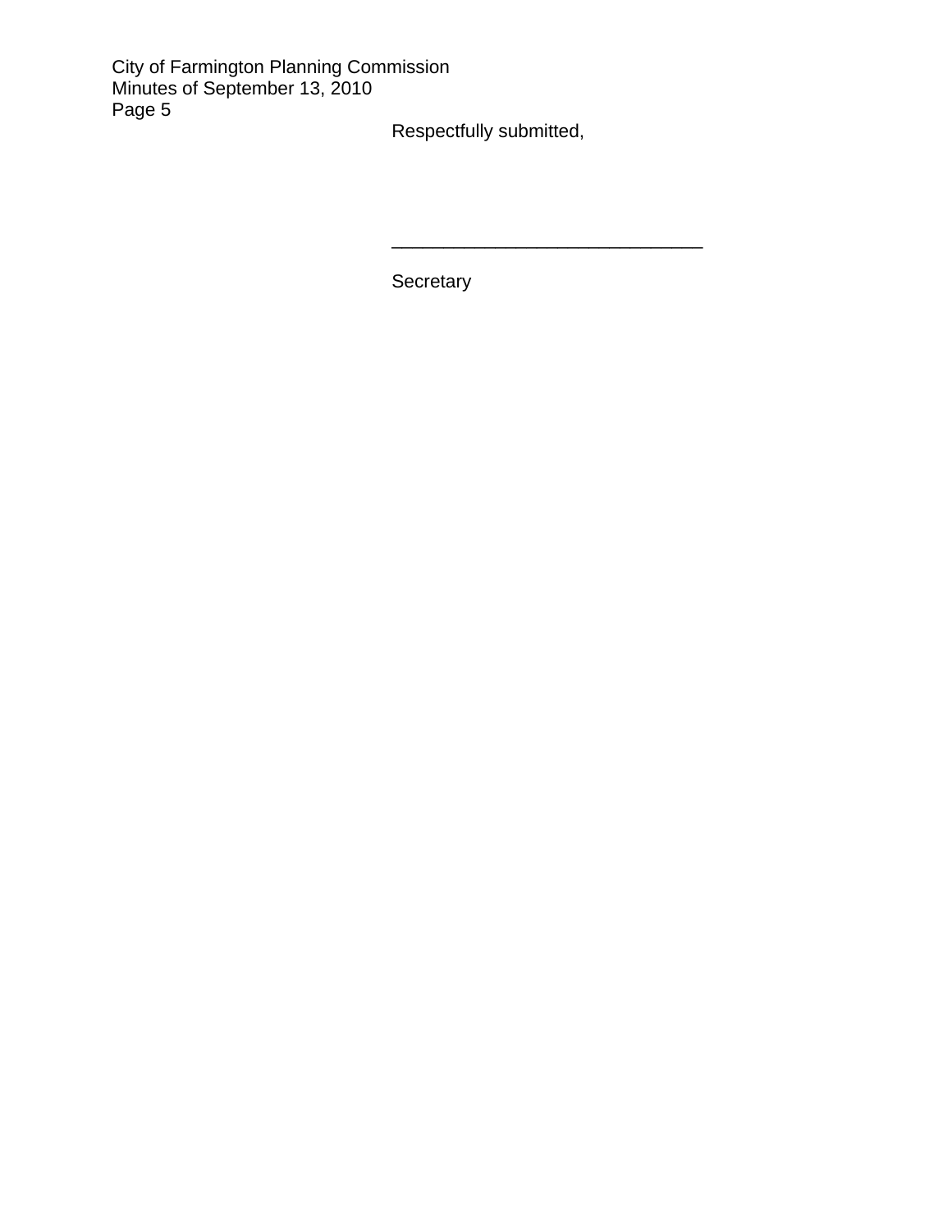Respectfully submitted,

_______________________________

Secretary